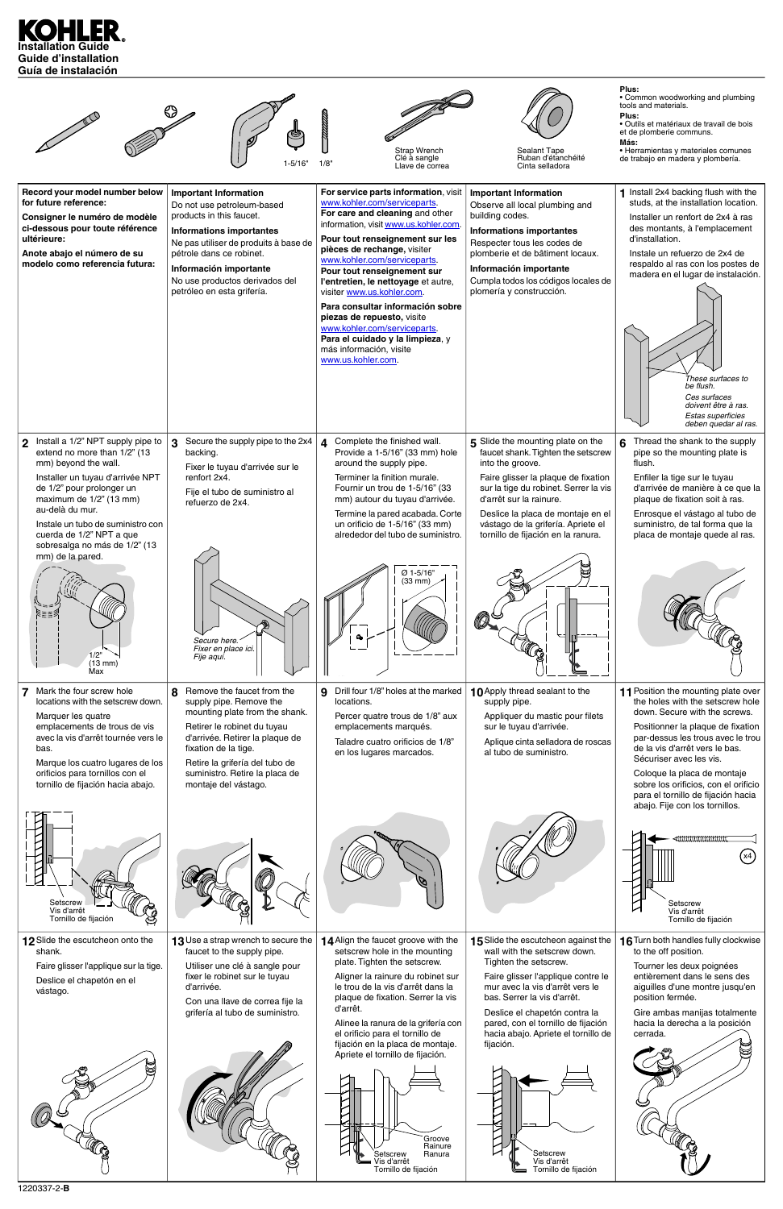# KOHLER

**Installation Guide**
**Guide d'installation**
**Guía de instalación**

1-5/16"  1/8"

Strap Wrench
Clé à sangle
Llave de correa

Sealant Tape
Ruban d'étanchéité
Cinta selladora

**Plus:**
• Common woodworking and plumbing tools and materials.

**Plus:**
• Outils et matériaux de travail de bois et de plomberie communs.

**Más:**
• Herramientas y materiales comunes de trabajo en madera y plomería.

**Record your model number below for future reference:**

**Consigner le numéro de modèle ci-dessous pour toute référence ultérieure:**

**Anote abajo el número de su modelo como referencia futura:**

**Important Information**

Do not use petroleum-based products in this faucet.

**Informations importantes**

Ne pas utiliser de produits à base de pétrole dans ce robinet.

**Información importante**

No use productos derivados del petróleo en esta grifería.

**For service parts information**, visit www.kohler.com/serviceparts.
**For care and cleaning** and other information, visit www.us.kohler.com.

**Pour tout renseignement sur les pièces de rechange,** visiter www.kohler.com/serviceparts.
**Pour tout renseignement sur l'entretien, le nettoyage** et autre, visiter www.us.kohler.com.

**Para consultar información sobre piezas de repuesto,** visite www.kohler.com/serviceparts.
**Para el cuidado y la limpieza,** y más información, visite www.us.kohler.com.

**Important Information**

Observe all local plumbing and building codes.

**Informations importantes**

Respecter tous les codes de plomberie et de bâtiment locaux.

**Información importante**

Cumpla todos los códigos locales de plomería y construcción.

**1** Install 2x4 backing flush with the studs, at the installation location.

Installer un renfort de 2x4 à ras des montants, à l'emplacement d'installation.

Instale un refuerzo de 2x4 de respaldo al ras con los postes de madera en el lugar de instalación.

*These surfaces to be flush.*
*Ces surfaces doivent être à ras.*
*Estas superficies deben quedar al ras.*

**2** Install a 1/2" NPT supply pipe to extend no more than 1/2" (13 mm) beyond the wall.

Installer un tuyau d'arrivée NPT de 1/2" pour prolonger un maximum de 1/2" (13 mm) au-delà du mur.

Instale un tubo de suministro con cuerda de 1/2" NPT a que sobresalga no más de 1/2" (13 mm) de la pared.

1/2" (13 mm) Max

**3** Secure the supply pipe to the 2x4 backing.

Fixer le tuyau d'arrivée sur le renfort 2x4.

Fije el tubo de suministro al refuerzo de 2x4.

*Secure here.*
*Fixer en place ici.*
*Fije aquí.*

**4** Complete the finished wall. Provide a 1-5/16" (33 mm) hole around the supply pipe.

Terminer la finition murale. Fournir un trou de 1-5/16" (33 mm) autour du tuyau d'arrivée.

Termine la pared acabada. Corte un orificio de 1-5/16" (33 mm) alrededor del tubo de suministro.

Ø 1-5/16" (33 mm)

**5** Slide the mounting plate on the faucet shank. Tighten the setscrew into the groove.

Faire glisser la plaque de fixation sur la tige du robinet. Serrer la vis d'arrêt sur la rainure.

Deslice la placa de montaje en el vástago de la grifería. Apriete el tornillo de fijación en la ranura.

**6** Thread the shank to the supply pipe so the mounting plate is flush.

Enfiler la tige sur le tuyau d'arrivée de manière à ce que la plaque de fixation soit à ras.

Enrosque el vástago al tubo de suministro, de tal forma que la placa de montaje quede al ras.

**7** Mark the four screw hole locations with the setscrew down.

Marquer les quatre emplacements de trous de vis avec la vis d'arrêt tournée vers le bas.

Marque los cuatro lugares de los orificios para tornillos con el tornillo de fijación hacia abajo.

Setscrew
Vis d'arrêt
Tornillo de fijación

**8** Remove the faucet from the supply pipe. Remove the mounting plate from the shank.

Retirer le robinet du tuyau d'arrivée. Retirer la plaque de fixation de la tige.

Retire la grifería del tubo de suministro. Retire la placa de montaje del vástago.

**9** Drill four 1/8" holes at the marked locations.

Percer quatre trous de 1/8" aux emplacements marqués.

Taladre cuatro orificios de 1/8" en los lugares marcados.

**10** Apply thread sealant to the supply pipe.

Appliquer du mastic pour filets sur le tuyau d'arrivée.

Aplique cinta selladora de roscas al tubo de suministro.

**11** Position the mounting plate over the holes with the setscrew hole down. Secure with the screws.

Positionner la plaque de fixation par-dessus les trous avec le trou de la vis d'arrêt vers le bas. Sécuriser avec les vis.

Coloque la placa de montaje sobre los orificios, con el orificio para el tornillo de fijación hacia abajo. Fije con los tornillos.

x4

Setscrew
Vis d'arrêt
Tornillo de fijación

**12** Slide the escutcheon onto the shank.

Faire glisser l'applique sur la tige.

Deslice el chapetón en el vástago.

**13** Use a strap wrench to secure the faucet to the supply pipe.

Utiliser une clé à sangle pour fixer le robinet sur le tuyau d'arrivée.

Con una llave de correa fije la grifería al tubo de suministro.

**14** Align the faucet groove with the setscrew hole in the mounting plate. Tighten the setscrew.

Aligner la rainure du robinet sur le trou de la vis d'arrêt dans la plaque de fixation. Serrer la vis d'arrêt.

Alinee la ranura de la grifería con el orificio para el tornillo de fijación en la placa de montaje. Apriete el tornillo de fijación.

Groove
Rainure
Ranura

Setscrew
Vis d'arrêt
Tornillo de fijación

**15** Slide the escutcheon against the wall with the setscrew down. Tighten the setscrew.

Faire glisser l'applique contre le mur avec la vis d'arrêt vers le bas. Serrer la vis d'arrêt.

Deslice el chapetón contra la pared, con el tornillo de fijación hacia abajo. Apriete el tornillo de fijación.

Setscrew
Vis d'arrêt
Tornillo de fijación

**16** Turn both handles fully clockwise to the off position.

Tourner les deux poignées entièrement dans le sens des aiguilles d'une montre jusqu'en position fermée.

Gire ambas manijas totalmente hacia la derecha a la posición cerrada.

1220337-2-**B**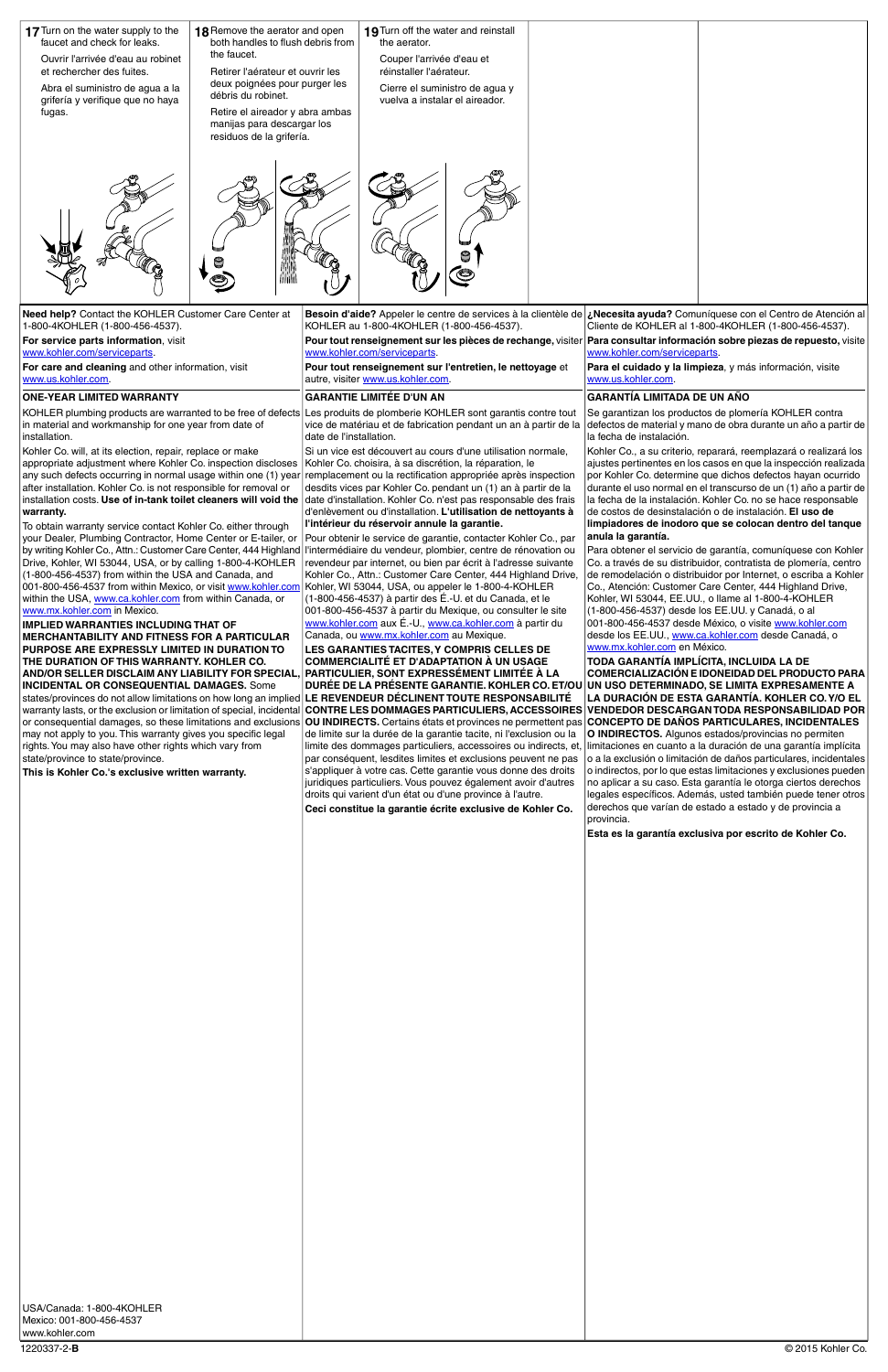**17** Turn on the water supply to the faucet and check for leaks.

Ouvrir l'arrivée d'eau au robinet et rechercher des fuites.

Abra el suministro de agua a la grifería y verifique que no haya fugas.

**18** Remove the aerator and open both handles to flush debris from the faucet.

Retirer l'aérateur et ouvrir les deux poignées pour purger les débris du robinet.

Retire el aireador y abra ambas manijas para descargar los residuos de la grifería.

**19** Turn off the water and reinstall the aerator.

Couper l'arrivée d'eau et réinstaller l'aérateur.

Cierre el suministro de agua y vuelva a instalar el aireador.

**Need help?** Contact the KOHLER Customer Care Center at 1-800-4KOHLER (1-800-456-4537).

**For service parts information**, visit www.kohler.com/serviceparts.

**For care and cleaning** and other information, visit www.us.kohler.com.

**ONE-YEAR LIMITED WARRANTY**

KOHLER plumbing products are warranted to be free of defects in material and workmanship for one year from date of installation.

Kohler Co. will, at its election, repair, replace or make appropriate adjustment where Kohler Co. inspection discloses any such defects occurring in normal usage within one (1) year after installation. Kohler Co. is not responsible for removal or installation costs. **Use of in-tank toilet cleaners will void the warranty.**

To obtain warranty service contact Kohler Co. either through your Dealer, Plumbing Contractor, Home Center or E-tailer, or by writing Kohler Co., Attn.: Customer Care Center, 444 Highland Drive, Kohler, WI 53044, USA, or by calling 1-800-4-KOHLER (1-800-456-4537) from within the USA and Canada, and 001-800-456-4537 from within Mexico, or visit www.kohler.com within the USA, www.ca.kohler.com from within Canada, or www.mx.kohler.com in Mexico.

**IMPLIED WARRANTIES INCLUDING THAT OF MERCHANTABILITY AND FITNESS FOR A PARTICULAR PURPOSE ARE EXPRESSLY LIMITED IN DURATION TO THE DURATION OF THIS WARRANTY. KOHLER CO. AND/OR SELLER DISCLAIM ANY LIABILITY FOR SPECIAL, INCIDENTAL OR CONSEQUENTIAL DAMAGES.** Some states/provinces do not allow limitations on how long an implied warranty lasts, or the exclusion or limitation of special, incidental or consequential damages, so these limitations and exclusions may not apply to you. This warranty gives you specific legal rights. You may also have other rights which vary from state/province to state/province.

**This is Kohler Co.'s exclusive written warranty.**

**Besoin d'aide?** Appeler le centre de services à la clientèle de KOHLER au 1-800-4KOHLER (1-800-456-4537).

**Pour tout renseignement sur les pièces de rechange,** visiter www.kohler.com/serviceparts.

**Pour tout renseignement sur l'entretien, le nettoyage** et autre, visiter www.us.kohler.com.

**GARANTIE LIMITÉE D'UN AN**

Les produits de plomberie KOHLER sont garantis contre tout vice de matériau et de fabrication pendant un an à partir de la date de l'installation.

Si un vice est découvert au cours d'une utilisation normale, Kohler Co. choisira, à sa discrétion, la réparation, le remplacement ou la rectification appropriée après inspection desdits vices par Kohler Co. pendant un (1) an à partir de la date d'installation. Kohler Co. n'est pas responsable des frais d'enlèvement ou d'installation. **L'utilisation de nettoyants à l'intérieur du réservoir annule la garantie.**

Pour obtenir le service de garantie, contacter Kohler Co., par l'intermédiaire du vendeur, plombier, centre de rénovation ou revendeur par internet, ou bien par écrit à l'adresse suivante Kohler Co., Attn.: Customer Care Center, 444 Highland Drive, Kohler, WI 53044, USA, ou appeler le 1-800-4-KOHLER (1-800-456-4537) à partir des É.-U. et du Canada, et le 001-800-456-4537 à partir du Mexique, ou consulter le site www.kohler.com aux É.-U., www.ca.kohler.com à partir du Canada, ou www.mx.kohler.com au Mexique.

**LES GARANTIES TACITES, Y COMPRIS CELLES DE COMMERCIALITÉ ET D'ADAPTATION À UN USAGE PARTICULIER, SONT EXPRESSÉMENT LIMITÉE À LA DURÉE DE LA PRÉSENTE GARANTIE. KOHLER CO. ET/OU LE REVENDEUR DÉCLINENT TOUTE RESPONSABILITÉ CONTRE LES DOMMAGES PARTICULIERS, ACCESSOIRES OU INDIRECTS.** Certains états et provinces ne permettent pas de limite sur la durée de la garantie tacite, ni l'exclusion ou la limite des dommages particuliers, accessoires ou indirects, et, par conséquent, lesdites limites et exclusions peuvent ne pas s'appliquer à votre cas. Cette garantie vous donne des droits juridiques particuliers. Vous pouvez également avoir d'autres droits qui varient d'un état ou d'une province à l'autre.

**Ceci constitue la garantie écrite exclusive de Kohler Co.**

**¿Necesita ayuda?** Comuníquese con el Centro de Atención al Cliente de KOHLER al 1-800-4KOHLER (1-800-456-4537).

**Para consultar información sobre piezas de repuesto,** visite www.kohler.com/serviceparts.

**Para el cuidado y la limpieza**, y más información, visite www.us.kohler.com.

**GARANTÍA LIMITADA DE UN AÑO**

Se garantizan los productos de plomería KOHLER contra defectos de material y mano de obra durante un año a partir de la fecha de instalación.

Kohler Co., a su criterio, reparará, reemplazará o realizará los ajustes pertinentes en los casos en que la inspección realizada por Kohler Co. determine que dichos defectos hayan ocurrido durante el uso normal en el transcurso de un (1) año a partir de la fecha de la instalación. Kohler Co. no se hace responsable de costos de desinstalación o de instalación. **El uso de limpiadores de inodoro que se colocan dentro del tanque anula la garantía.**

Para obtener el servicio de garantía, comuníquese con Kohler Co. a través de su distribuidor, contratista de plomería, centro de remodelación o distribuidor por Internet, o escriba a Kohler Co., Atención: Customer Care Center, 444 Highland Drive, Kohler, WI 53044, EE.UU., o llame al 1-800-4-KOHLER (1-800-456-4537) desde los EE.UU. y Canadá, o al 001-800-456-4537 desde México, o visite www.kohler.com desde los EE.UU., www.ca.kohler.com desde Canadá, o www.mx.kohler.com en México.

**TODA GARANTÍA IMPLÍCITA, INCLUIDA LA DE COMERCIALIZACIÓN E IDONEIDAD DEL PRODUCTO PARA UN USO DETERMINADO, SE LIMITA EXPRESAMENTE A LA DURACIÓN DE ESTA GARANTÍA. KOHLER CO. Y/O EL VENDEDOR DESCARGAN TODA RESPONSABILIDAD POR CONCEPTO DE DAÑOS PARTICULARES, INCIDENTALES O INDIRECTOS.** Algunos estados/provincias no permiten limitaciones en cuanto a la duración de una garantía implícita o a la exclusión o limitación de daños particulares, incidentales o indirectos, por lo que estas limitaciones y exclusiones pueden no aplicar a su caso. Esta garantía le otorga ciertos derechos legales específicos. Además, usted también puede tener otros derechos que varían de estado a estado y de provincia a provincia.

**Esta es la garantía exclusiva por escrito de Kohler Co.**

USA/Canada: 1-800-4KOHLER
Mexico: 001-800-456-4537
www.kohler.com

1220337-2-**B**

© 2015 Kohler Co.